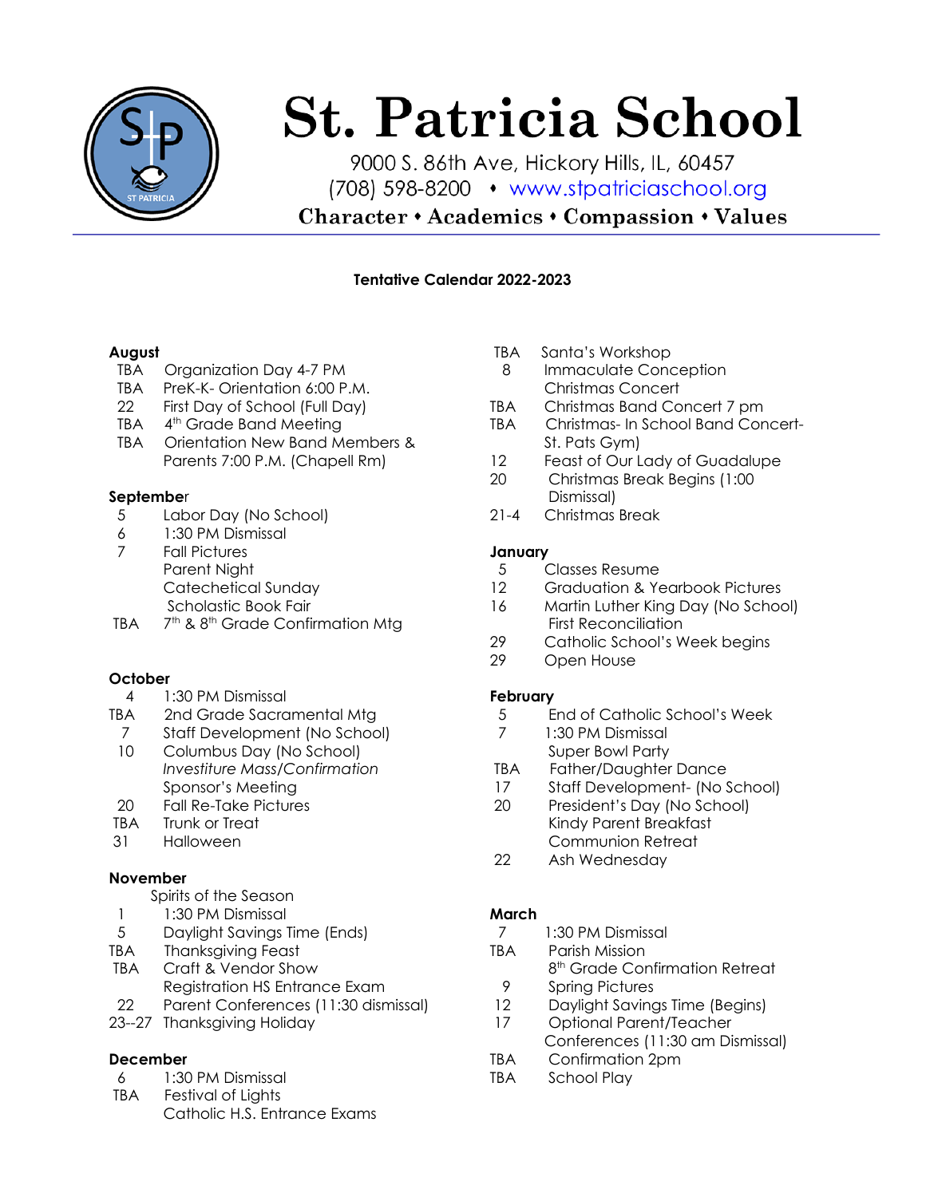# St. Patricia School

9000 S. 86th Ave, Hickory Hills, IL, 60457
(708) 598-8200 • www.stpatriciaschool.org

**Character • Academics • Compassion • Values**

---

**Tentative Calendar 2022-2023**

**August**

- TBA Organization Day 4-7 PM
- TBA PreK-K- Orientation 6:00 P.M.
- 22 First Day of School (Full Day)
- TBA 4th Grade Band Meeting
- TBA Orientation New Band Members & Parents 7:00 P.M. (Chapell Rm)

**September**

- 5 Labor Day (No School)
- 6 1:30 PM Dismissal
- 7 Fall Pictures
  - Parent Night
  - Catechetical Sunday
  - Scholastic Book Fair
- TBA 7th & 8th Grade Confirmation Mtg

**October**

- 4 1:30 PM Dismissal
- TBA 2nd Grade Sacramental Mtg
- 7 Staff Development (No School)
- 10 Columbus Day (No School)
  - *Investiture Mass/Confirmation* Sponsor's Meeting
- 20 Fall Re-Take Pictures
- TBA Trunk or Treat
- 31 Halloween

**November**

- Spirits of the Season
- 1 1:30 PM Dismissal
- 5 Daylight Savings Time (Ends)
- TBA Thanksgiving Feast
- TBA Craft & Vendor Show
  - Registration HS Entrance Exam
- 22 Parent Conferences (11:30 dismissal)
- 23--27 Thanksgiving Holiday

**December**

- 6 1:30 PM Dismissal
- TBA Festival of Lights
  - Catholic H.S. Entrance Exams
- TBA Santa's Workshop
- 8 Immaculate Conception
  - Christmas Concert
- TBA Christmas Band Concert 7 pm
- TBA Christmas- In School Band Concert- St. Pats Gym)
- 12 Feast of Our Lady of Guadalupe
- 20 Christmas Break Begins (1:00 Dismissal)
- 21-4 Christmas Break

**January**

- 5 Classes Resume
- 12 Graduation & Yearbook Pictures
- 16 Martin Luther King Day (No School)
  - First Reconciliation
- 29 Catholic School's Week begins
- 29 Open House

**February**

- 5 End of Catholic School's Week
- 7 1:30 PM Dismissal
  - Super Bowl Party
- TBA Father/Daughter Dance
- 17 Staff Development- (No School)
- 20 President's Day (No School)
  - Kindy Parent Breakfast
  - Communion Retreat
- 22 Ash Wednesday

**March**

- 7 1:30 PM Dismissal
- TBA Parish Mission
  - 8th Grade Confirmation Retreat
- 9 Spring Pictures
- 12 Daylight Savings Time (Begins)
- 17 Optional Parent/Teacher Conferences (11:30 am Dismissal)
- TBA Confirmation 2pm
- TBA School Play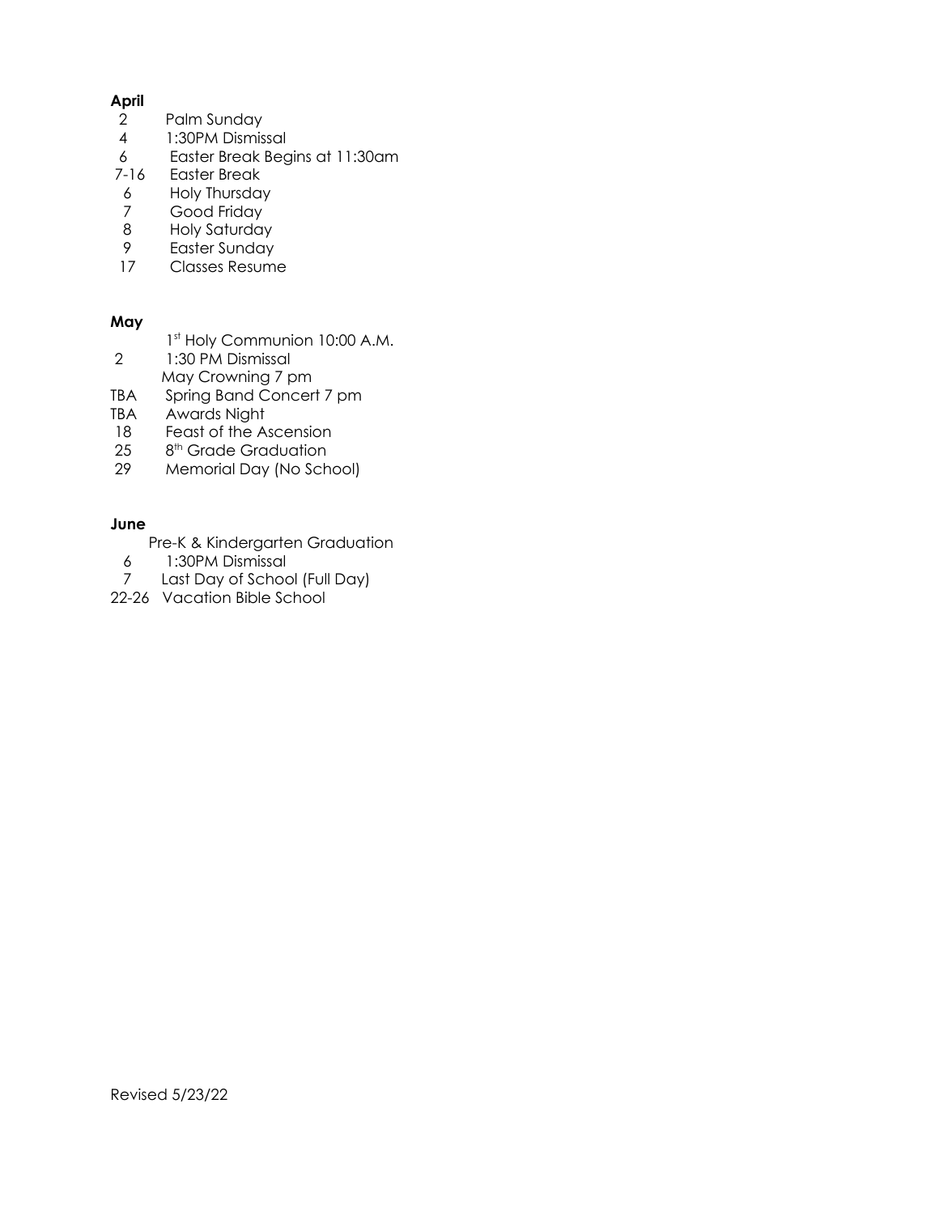**April**

| | |
|---|---|
| 2 | Palm Sunday |
| 4 | 1:30PM Dismissal |
| 6 | Easter Break Begins at 11:30am |
| 7-16 | Easter Break |
| 6 | Holy Thursday |
| 7 | Good Friday |
| 8 | Holy Saturday |
| 9 | Easter Sunday |
| 17 | Classes Resume |

**May**

| | |
|---|---|
| | 1st Holy Communion 10:00 A.M. |
| 2 | 1:30 PM Dismissal |
| | May Crowning 7 pm |
| TBA | Spring Band Concert 7 pm |
| TBA | Awards Night |
| 18 | Feast of the Ascension |
| 25 | 8th Grade Graduation |
| 29 | Memorial Day (No School) |

**June**

| | |
|---|---|
| | Pre-K & Kindergarten Graduation |
| 6 | 1:30PM Dismissal |
| 7 | Last Day of School (Full Day) |
| 22-26 | Vacation Bible School |

Revised 5/23/22